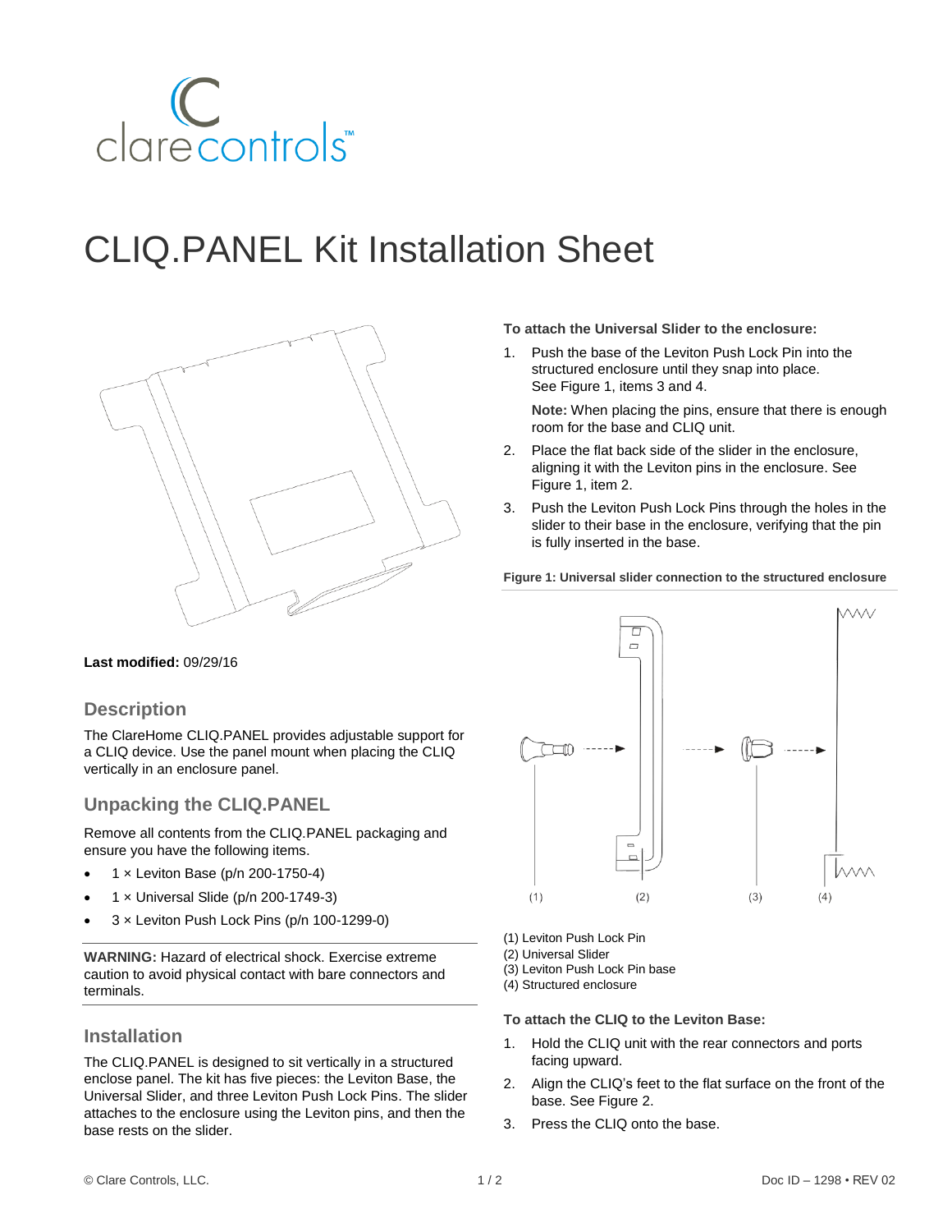clarecontrols™

# CLIQ.PANEL Kit Installation Sheet

**Last modified:** 09/29/16

## Description

The ClareHome CLIQ.PANEL provides adjustable support for a CLIQ device. Use the panel mount when placing the CLIQ vertically in an enclosure panel.

## Unpacking the CLIQ.PANEL

Remove all contents from the CLIQ.PANEL packaging and ensure you have the following items.

- 1 × Leviton Base (p/n 200-1750-4)
- 1 × Universal Slide (p/n 200-1749-3)
- 3 × Leviton Push Lock Pins (p/n 100-1299-0)

**WARNING:** Hazard of electrical shock. Exercise extreme caution to avoid physical contact with bare connectors and terminals.

## Installation

The CLIQ.PANEL is designed to sit vertically in a structured enclose panel. The kit has five pieces: the Leviton Base, the Universal Slider, and three Leviton Push Lock Pins. The slider attaches to the enclosure using the Leviton pins, and then the base rests on the slider.

**To attach the Universal Slider to the enclosure:**

1. Push the base of the Leviton Push Lock Pin into the structured enclosure until they snap into place. See Figure 1, items 3 and 4.

   **Note:** When placing the pins, ensure that there is enough room for the base and CLIQ unit.

2. Place the flat back side of the slider in the enclosure, aligning it with the Leviton pins in the enclosure. See Figure 1, item 2.
3. Push the Leviton Push Lock Pins through the holes in the slider to their base in the enclosure, verifying that the pin is fully inserted in the base.

**Figure 1: Universal slider connection to the structured enclosure**

(1) Leviton Push Lock Pin
(2) Universal Slider
(3) Leviton Push Lock Pin base
(4) Structured enclosure

**To attach the CLIQ to the Leviton Base:**

1. Hold the CLIQ unit with the rear connectors and ports facing upward.
2. Align the CLIQ's feet to the flat surface on the front of the base. See Figure 2.
3. Press the CLIQ onto the base.

© Clare Controls, LLC. Doc ID – 1298 • REV 02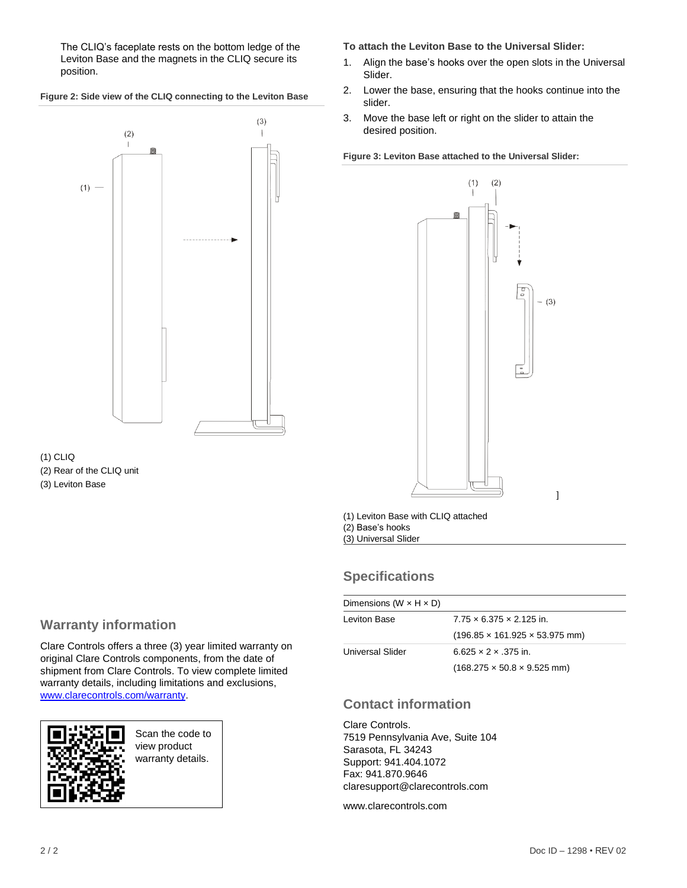The CLIQ's faceplate rests on the bottom ledge of the Leviton Base and the magnets in the CLIQ secure its position.

**Figure 2: Side view of the CLIQ connecting to the Leviton Base**

(1) CLIQ
(2) Rear of the CLIQ unit
(3) Leviton Base

**To attach the Leviton Base to the Universal Slider:**

1. Align the base's hooks over the open slots in the Universal Slider.
2. Lower the base, ensuring that the hooks continue into the slider.
3. Move the base left or right on the slider to attain the desired position.

**Figure 3: Leviton Base attached to the Universal Slider:**

(1) Leviton Base with CLIQ attached
(2) Base's hooks
(3) Universal Slider

## Specifications

| Dimensions (W × H × D) | |
|---|---|
| Leviton Base | 7.75 × 6.375 × 2.125 in. |
| | (196.85 × 161.925 × 53.975 mm) |
| Universal Slider | 6.625 × 2 × .375 in. |
| | (168.275 × 50.8 × 9.525 mm) |

## Warranty information

Clare Controls offers a three (3) year limited warranty on original Clare Controls components, from the date of shipment from Clare Controls. To view complete limited warranty details, including limitations and exclusions, www.clarecontrols.com/warranty.

Scan the code to view product warranty details.

## Contact information

Clare Controls.
7519 Pennsylvania Ave, Suite 104
Sarasota, FL 34243
Support: 941.404.1072
Fax: 941.870.9646
claresupport@clarecontrols.com

www.clarecontrols.com

Doc ID – 1298 • REV 02